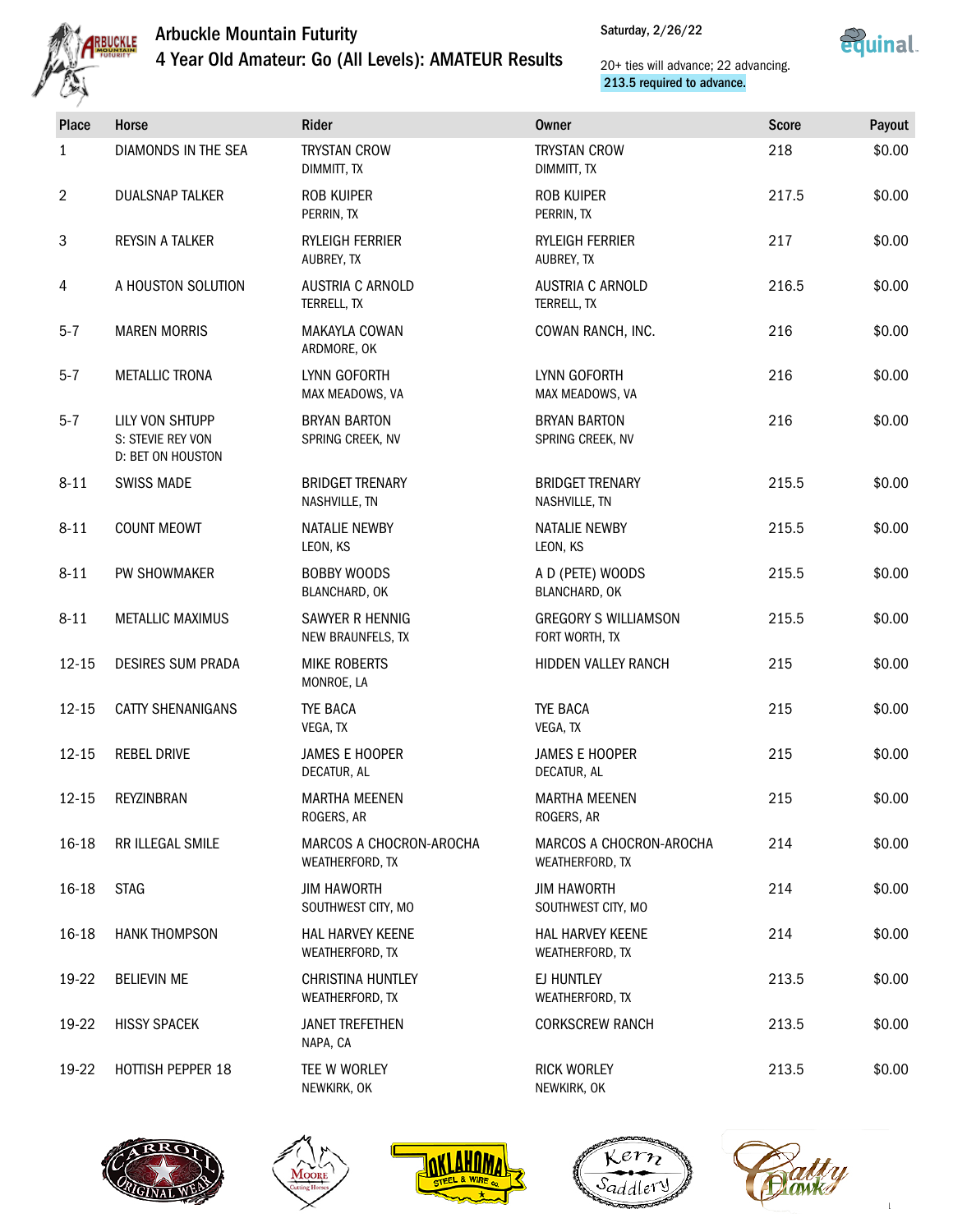# Arbuckle Mountain Futurity

## 4 Year Old Amateur: Go (All Levels): AMATEUR Results

Saturday, 2/26/22

20+ ties will advance; 22 advancing.
213.5 required to advance.

| Place | Horse | Rider | Owner | Score | Payout |
|---|---|---|---|---|---|
| 1 | DIAMONDS IN THE SEA | TRYSTAN CROW<br>DIMMITT, TX | TRYSTAN CROW<br>DIMMITT, TX | 218 | $0.00 |
| 2 | DUALSNAP TALKER | ROB KUIPER<br>PERRIN, TX | ROB KUIPER<br>PERRIN, TX | 217.5 | $0.00 |
| 3 | REYSIN A TALKER | RYLEIGH FERRIER<br>AUBREY, TX | RYLEIGH FERRIER<br>AUBREY, TX | 217 | $0.00 |
| 4 | A HOUSTON SOLUTION | AUSTRIA C ARNOLD<br>TERRELL, TX | AUSTRIA C ARNOLD<br>TERRELL, TX | 216.5 | $0.00 |
| 5-7 | MAREN MORRIS | MAKAYLA COWAN<br>ARDMORE, OK | COWAN RANCH, INC. | 216 | $0.00 |
| 5-7 | METALLIC TRONA | LYNN GOFORTH<br>MAX MEADOWS, VA | LYNN GOFORTH<br>MAX MEADOWS, VA | 216 | $0.00 |
| 5-7 | LILY VON SHTUPP<br>S: STEVIE REY VON<br>D: BET ON HOUSTON | BRYAN BARTON<br>SPRING CREEK, NV | BRYAN BARTON<br>SPRING CREEK, NV | 216 | $0.00 |
| 8-11 | SWISS MADE | BRIDGET TRENARY<br>NASHVILLE, TN | BRIDGET TRENARY<br>NASHVILLE, TN | 215.5 | $0.00 |
| 8-11 | COUNT MEOWT | NATALIE NEWBY<br>LEON, KS | NATALIE NEWBY<br>LEON, KS | 215.5 | $0.00 |
| 8-11 | PW SHOWMAKER | BOBBY WOODS<br>BLANCHARD, OK | A D (PETE) WOODS<br>BLANCHARD, OK | 215.5 | $0.00 |
| 8-11 | METALLIC MAXIMUS | SAWYER R HENNIG<br>NEW BRAUNFELS, TX | GREGORY S WILLIAMSON<br>FORT WORTH, TX | 215.5 | $0.00 |
| 12-15 | DESIRES SUM PRADA | MIKE ROBERTS<br>MONROE, LA | HIDDEN VALLEY RANCH | 215 | $0.00 |
| 12-15 | CATTY SHENANIGANS | TYE BACA<br>VEGA, TX | TYE BACA<br>VEGA, TX | 215 | $0.00 |
| 12-15 | REBEL DRIVE | JAMES E HOOPER<br>DECATUR, AL | JAMES E HOOPER<br>DECATUR, AL | 215 | $0.00 |
| 12-15 | REYZINBRAN | MARTHA MEENEN<br>ROGERS, AR | MARTHA MEENEN<br>ROGERS, AR | 215 | $0.00 |
| 16-18 | RR ILLEGAL SMILE | MARCOS A CHOCRON-AROCHA<br>WEATHERFORD, TX | MARCOS A CHOCRON-AROCHA<br>WEATHERFORD, TX | 214 | $0.00 |
| 16-18 | STAG | JIM HAWORTH<br>SOUTHWEST CITY, MO | JIM HAWORTH<br>SOUTHWEST CITY, MO | 214 | $0.00 |
| 16-18 | HANK THOMPSON | HAL HARVEY KEENE<br>WEATHERFORD, TX | HAL HARVEY KEENE<br>WEATHERFORD, TX | 214 | $0.00 |
| 19-22 | BELIEVIN ME | CHRISTINA HUNTLEY<br>WEATHERFORD, TX | EJ HUNTLEY<br>WEATHERFORD, TX | 213.5 | $0.00 |
| 19-22 | HISSY SPACEK | JANET TREFETHEN<br>NAPA, CA | CORKSCREW RANCH | 213.5 | $0.00 |
| 19-22 | HOTTISH PEPPER 18 | TEE W WORLEY<br>NEWKIRK, OK | RICK WORLEY<br>NEWKIRK, OK | 213.5 | $0.00 |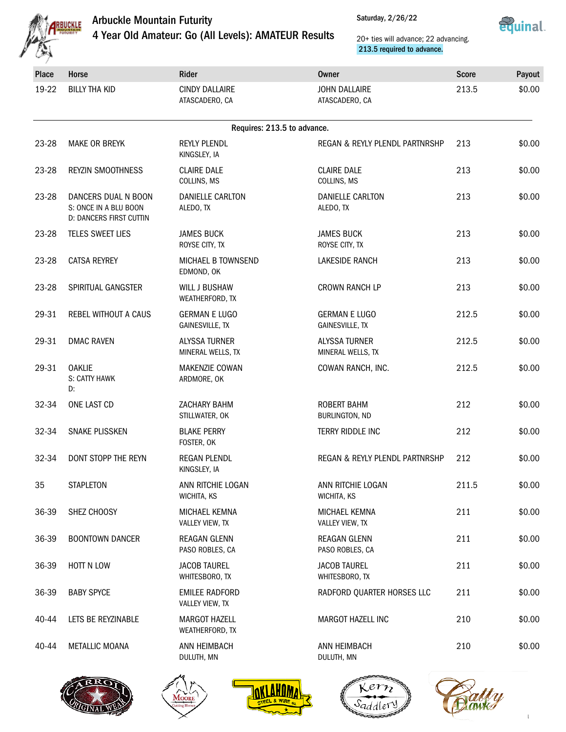# Arbuckle Mountain Futurity

## 4 Year Old Amateur: Go (All Levels): AMATEUR Results

Saturday, 2/26/22

20+ ties will advance; 22 advancing.
213.5 required to advance.

| Place | Horse | Rider | Owner | Score | Payout |
|---|---|---|---|---|---|
| 19-22 | BILLY THA KID | CINDY DALLAIRE<br>ATASCADERO, CA | JOHN DALLAIRE<br>ATASCADERO, CA | 213.5 | $0.00 |
| | | Requires: 213.5 to advance. | | | |
| 23-28 | MAKE OR BREYK | REYLY PLENDL<br>KINGSLEY, IA | REGAN & REYLY PLENDL PARTNRSHP | 213 | $0.00 |
| 23-28 | REYZIN SMOOTHNESS | CLAIRE DALE<br>COLLINS, MS | CLAIRE DALE<br>COLLINS, MS | 213 | $0.00 |
| 23-28 | DANCERS DUAL N BOON<br>S: ONCE IN A BLU BOON<br>D: DANCERS FIRST CUTTIN | DANIELLE CARLTON<br>ALEDO, TX | DANIELLE CARLTON<br>ALEDO, TX | 213 | $0.00 |
| 23-28 | TELES SWEET LIES | JAMES BUCK<br>ROYSE CITY, TX | JAMES BUCK<br>ROYSE CITY, TX | 213 | $0.00 |
| 23-28 | CATSA REYREY | MICHAEL B TOWNSEND<br>EDMOND, OK | LAKESIDE RANCH | 213 | $0.00 |
| 23-28 | SPIRITUAL GANGSTER | WILL J BUSHAW<br>WEATHERFORD, TX | CROWN RANCH LP | 213 | $0.00 |
| 29-31 | REBEL WITHOUT A CAUS | GERMAN E LUGO<br>GAINESVILLE, TX | GERMAN E LUGO<br>GAINESVILLE, TX | 212.5 | $0.00 |
| 29-31 | DMAC RAVEN | ALYSSA TURNER<br>MINERAL WELLS, TX | ALYSSA TURNER<br>MINERAL WELLS, TX | 212.5 | $0.00 |
| 29-31 | OAKLIE<br>S: CATTY HAWK<br>D: | MAKENZIE COWAN<br>ARDMORE, OK | COWAN RANCH, INC. | 212.5 | $0.00 |
| 32-34 | ONE LAST CD | ZACHARY BAHM<br>STILLWATER, OK | ROBERT BAHM<br>BURLINGTON, ND | 212 | $0.00 |
| 32-34 | SNAKE PLISSKEN | BLAKE PERRY<br>FOSTER, OK | TERRY RIDDLE INC | 212 | $0.00 |
| 32-34 | DONT STOPP THE REYN | REGAN PLENDL<br>KINGSLEY, IA | REGAN & REYLY PLENDL PARTNRSHP | 212 | $0.00 |
| 35 | STAPLETON | ANN RITCHIE LOGAN<br>WICHITA, KS | ANN RITCHIE LOGAN<br>WICHITA, KS | 211.5 | $0.00 |
| 36-39 | SHEZ CHOOSY | MICHAEL KEMNA<br>VALLEY VIEW, TX | MICHAEL KEMNA<br>VALLEY VIEW, TX | 211 | $0.00 |
| 36-39 | BOONTOWN DANCER | REAGAN GLENN<br>PASO ROBLES, CA | REAGAN GLENN<br>PASO ROBLES, CA | 211 | $0.00 |
| 36-39 | HOTT N LOW | JACOB TAUREL<br>WHITESBORO, TX | JACOB TAUREL<br>WHITESBORO, TX | 211 | $0.00 |
| 36-39 | BABY SPYCE | EMILEE RADFORD<br>VALLEY VIEW, TX | RADFORD QUARTER HORSES LLC | 211 | $0.00 |
| 40-44 | LETS BE REYZINABLE | MARGOT HAZELL<br>WEATHERFORD, TX | MARGOT HAZELL INC | 210 | $0.00 |
| 40-44 | METALLIC MOANA | ANN HEIMBACH<br>DULUTH, MN | ANN HEIMBACH<br>DULUTH, MN | 210 | $0.00 |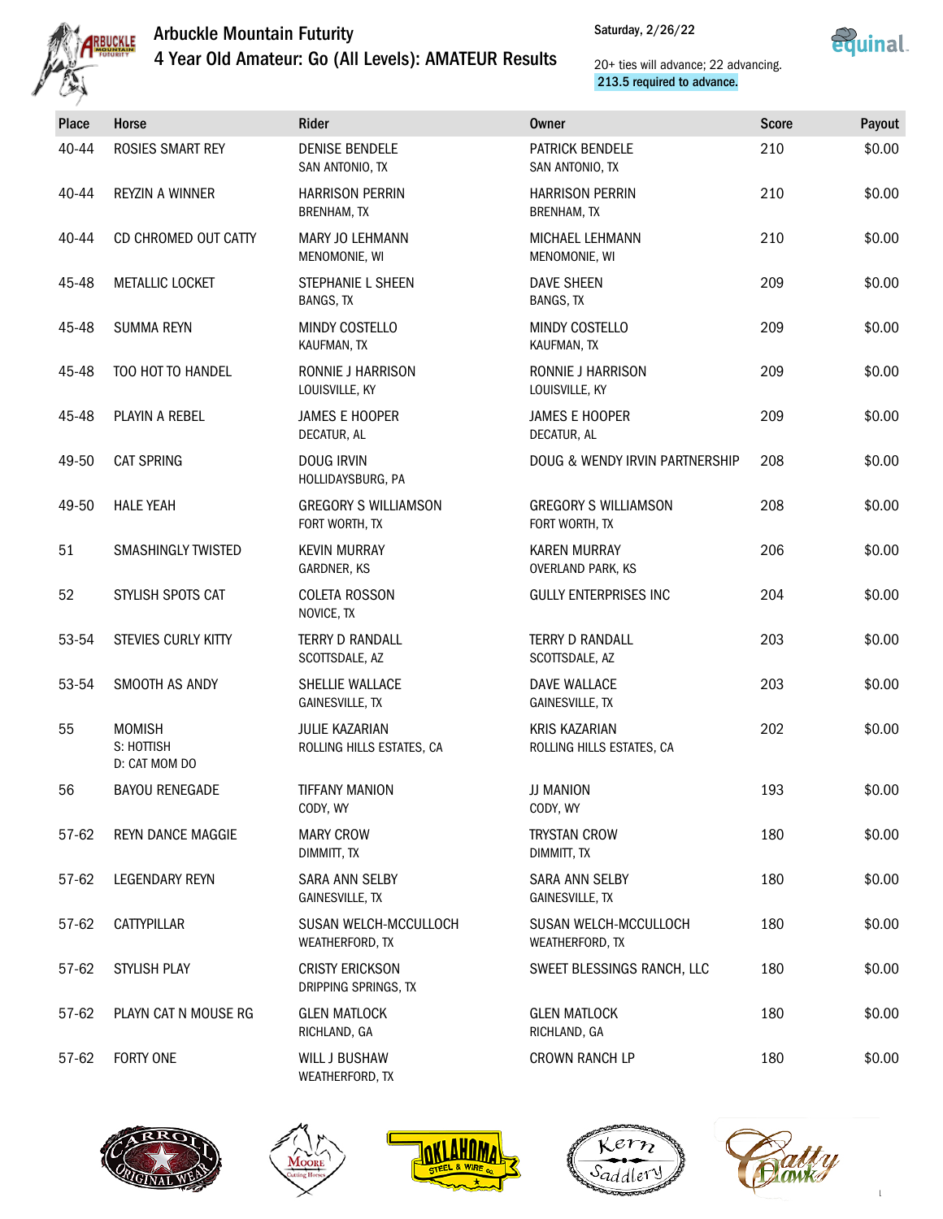# Arbuckle Mountain Futurity

## 4 Year Old Amateur: Go (All Levels): AMATEUR Results

Saturday, 2/26/22

20+ ties will advance; 22 advancing.
213.5 required to advance.

| Place | Horse | Rider | Owner | Score | Payout |
|---|---|---|---|---|---|
| 40-44 | ROSIES SMART REY | DENISE BENDELE<br>SAN ANTONIO, TX | PATRICK BENDELE<br>SAN ANTONIO, TX | 210 | $0.00 |
| 40-44 | REYZIN A WINNER | HARRISON PERRIN<br>BRENHAM, TX | HARRISON PERRIN<br>BRENHAM, TX | 210 | $0.00 |
| 40-44 | CD CHROMED OUT CATTY | MARY JO LEHMANN<br>MENOMONIE, WI | MICHAEL LEHMANN<br>MENOMONIE, WI | 210 | $0.00 |
| 45-48 | METALLIC LOCKET | STEPHANIE L SHEEN<br>BANGS, TX | DAVE SHEEN<br>BANGS, TX | 209 | $0.00 |
| 45-48 | SUMMA REYN | MINDY COSTELLO<br>KAUFMAN, TX | MINDY COSTELLO<br>KAUFMAN, TX | 209 | $0.00 |
| 45-48 | TOO HOT TO HANDEL | RONNIE J HARRISON<br>LOUISVILLE, KY | RONNIE J HARRISON<br>LOUISVILLE, KY | 209 | $0.00 |
| 45-48 | PLAYIN A REBEL | JAMES E HOOPER<br>DECATUR, AL | JAMES E HOOPER<br>DECATUR, AL | 209 | $0.00 |
| 49-50 | CAT SPRING | DOUG IRVIN<br>HOLLIDAYSBURG, PA | DOUG & WENDY IRVIN PARTNERSHIP | 208 | $0.00 |
| 49-50 | HALE YEAH | GREGORY S WILLIAMSON<br>FORT WORTH, TX | GREGORY S WILLIAMSON<br>FORT WORTH, TX | 208 | $0.00 |
| 51 | SMASHINGLY TWISTED | KEVIN MURRAY<br>GARDNER, KS | KAREN MURRAY<br>OVERLAND PARK, KS | 206 | $0.00 |
| 52 | STYLISH SPOTS CAT | COLETA ROSSON<br>NOVICE, TX | GULLY ENTERPRISES INC | 204 | $0.00 |
| 53-54 | STEVIES CURLY KITTY | TERRY D RANDALL<br>SCOTTSDALE, AZ | TERRY D RANDALL<br>SCOTTSDALE, AZ | 203 | $0.00 |
| 53-54 | SMOOTH AS ANDY | SHELLIE WALLACE<br>GAINESVILLE, TX | DAVE WALLACE<br>GAINESVILLE, TX | 203 | $0.00 |
| 55 | MOMISH<br>S: HOTTISH<br>D: CAT MOM DO | JULIE KAZARIAN<br>ROLLING HILLS ESTATES, CA | KRIS KAZARIAN<br>ROLLING HILLS ESTATES, CA | 202 | $0.00 |
| 56 | BAYOU RENEGADE | TIFFANY MANION<br>CODY, WY | JJ MANION<br>CODY, WY | 193 | $0.00 |
| 57-62 | REYN DANCE MAGGIE | MARY CROW<br>DIMMITT, TX | TRYSTAN CROW<br>DIMMITT, TX | 180 | $0.00 |
| 57-62 | LEGENDARY REYN | SARA ANN SELBY<br>GAINESVILLE, TX | SARA ANN SELBY<br>GAINESVILLE, TX | 180 | $0.00 |
| 57-62 | CATTYPILLAR | SUSAN WELCH-MCCULLOCH<br>WEATHERFORD, TX | SUSAN WELCH-MCCULLOCH<br>WEATHERFORD, TX | 180 | $0.00 |
| 57-62 | STYLISH PLAY | CRISTY ERICKSON<br>DRIPPING SPRINGS, TX | SWEET BLESSINGS RANCH, LLC | 180 | $0.00 |
| 57-62 | PLAYN CAT N MOUSE RG | GLEN MATLOCK<br>RICHLAND, GA | GLEN MATLOCK<br>RICHLAND, GA | 180 | $0.00 |
| 57-62 | FORTY ONE | WILL J BUSHAW<br>WEATHERFORD, TX | CROWN RANCH LP | 180 | $0.00 |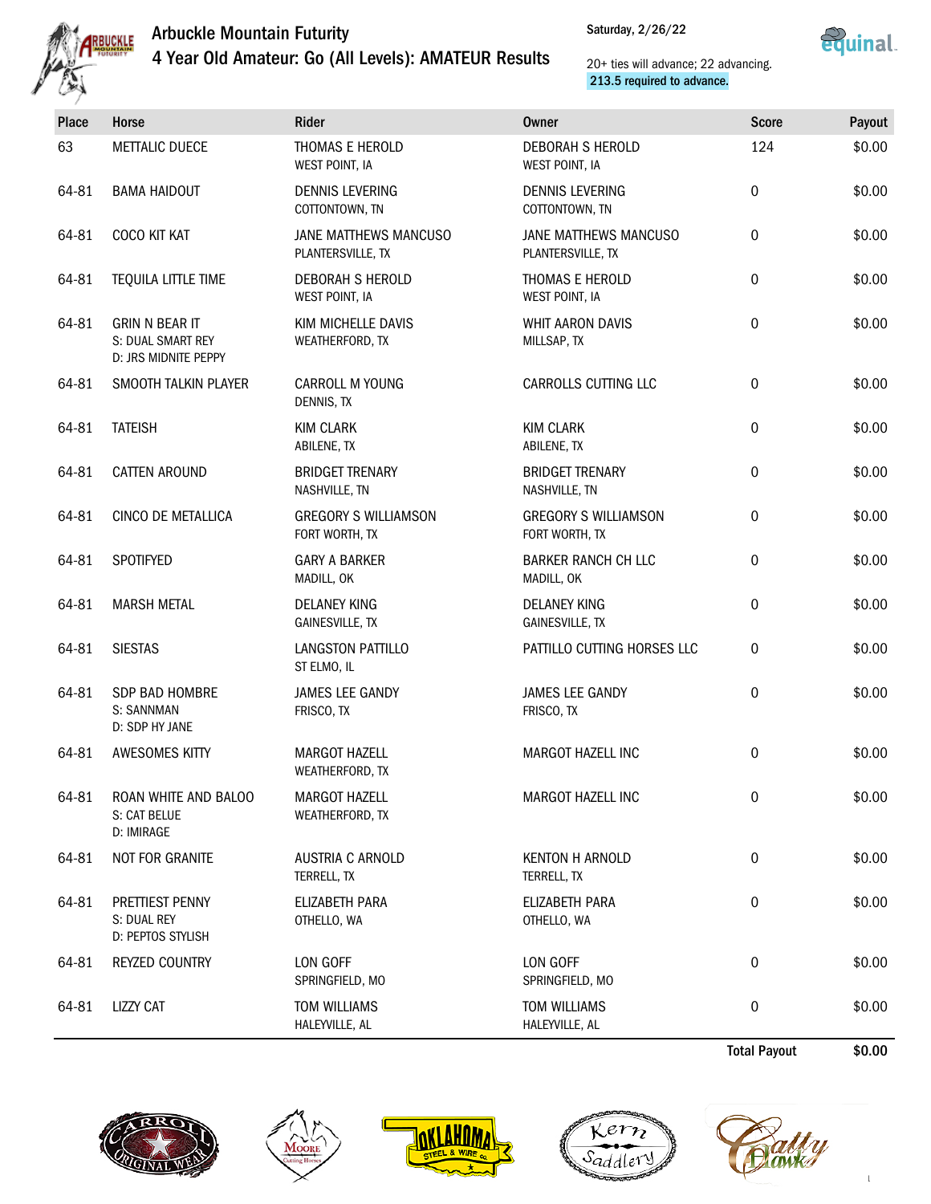# Arbuckle Mountain Futurity

## 4 Year Old Amateur: Go (All Levels): AMATEUR Results

Saturday, 2/26/22

20+ ties will advance; 22 advancing.
213.5 required to advance.

| Place | Horse | Rider | Owner | Score | Payout |
|---|---|---|---|---|---|
| 63 | METTALIC DUECE | THOMAS E HEROLD<br>WEST POINT, IA | DEBORAH S HEROLD<br>WEST POINT, IA | 124 | $0.00 |
| 64-81 | BAMA HAIDOUT | DENNIS LEVERING<br>COTTONTOWN, TN | DENNIS LEVERING<br>COTTONTOWN, TN | 0 | $0.00 |
| 64-81 | COCO KIT KAT | JANE MATTHEWS MANCUSO<br>PLANTERSVILLE, TX | JANE MATTHEWS MANCUSO<br>PLANTERSVILLE, TX | 0 | $0.00 |
| 64-81 | TEQUILA LITTLE TIME | DEBORAH S HEROLD<br>WEST POINT, IA | THOMAS E HEROLD<br>WEST POINT, IA | 0 | $0.00 |
| 64-81 | GRIN N BEAR IT<br>S: DUAL SMART REY<br>D: JRS MIDNITE PEPPY | KIM MICHELLE DAVIS<br>WEATHERFORD, TX | WHIT AARON DAVIS<br>MILLSAP, TX | 0 | $0.00 |
| 64-81 | SMOOTH TALKIN PLAYER | CARROLL M YOUNG<br>DENNIS, TX | CARROLLS CUTTING LLC | 0 | $0.00 |
| 64-81 | TATEISH | KIM CLARK<br>ABILENE, TX | KIM CLARK<br>ABILENE, TX | 0 | $0.00 |
| 64-81 | CATTEN AROUND | BRIDGET TRENARY<br>NASHVILLE, TN | BRIDGET TRENARY<br>NASHVILLE, TN | 0 | $0.00 |
| 64-81 | CINCO DE METALLICA | GREGORY S WILLIAMSON<br>FORT WORTH, TX | GREGORY S WILLIAMSON<br>FORT WORTH, TX | 0 | $0.00 |
| 64-81 | SPOTIFYED | GARY A BARKER<br>MADILL, OK | BARKER RANCH CH LLC<br>MADILL, OK | 0 | $0.00 |
| 64-81 | MARSH METAL | DELANEY KING<br>GAINESVILLE, TX | DELANEY KING<br>GAINESVILLE, TX | 0 | $0.00 |
| 64-81 | SIESTAS | LANGSTON PATTILLO<br>ST ELMO, IL | PATTILLO CUTTING HORSES LLC | 0 | $0.00 |
| 64-81 | SDP BAD HOMBRE<br>S: SANNMAN<br>D: SDP HY JANE | JAMES LEE GANDY<br>FRISCO, TX | JAMES LEE GANDY<br>FRISCO, TX | 0 | $0.00 |
| 64-81 | AWESOMES KITTY | MARGOT HAZELL<br>WEATHERFORD, TX | MARGOT HAZELL INC | 0 | $0.00 |
| 64-81 | ROAN WHITE AND BALOO<br>S: CAT BELUE<br>D: IMIRAGE | MARGOT HAZELL<br>WEATHERFORD, TX | MARGOT HAZELL INC | 0 | $0.00 |
| 64-81 | NOT FOR GRANITE | AUSTRIA C ARNOLD<br>TERRELL, TX | KENTON H ARNOLD<br>TERRELL, TX | 0 | $0.00 |
| 64-81 | PRETTIEST PENNY<br>S: DUAL REY<br>D: PEPTOS STYLISH | ELIZABETH PARA<br>OTHELLO, WA | ELIZABETH PARA<br>OTHELLO, WA | 0 | $0.00 |
| 64-81 | REYZED COUNTRY | LON GOFF<br>SPRINGFIELD, MO | LON GOFF<br>SPRINGFIELD, MO | 0 | $0.00 |
| 64-81 | LIZZY CAT | TOM WILLIAMS<br>HALEYVILLE, AL | TOM WILLIAMS<br>HALEYVILLE, AL | 0 | $0.00 |
| | | | | **Total Payout** | **$0.00** |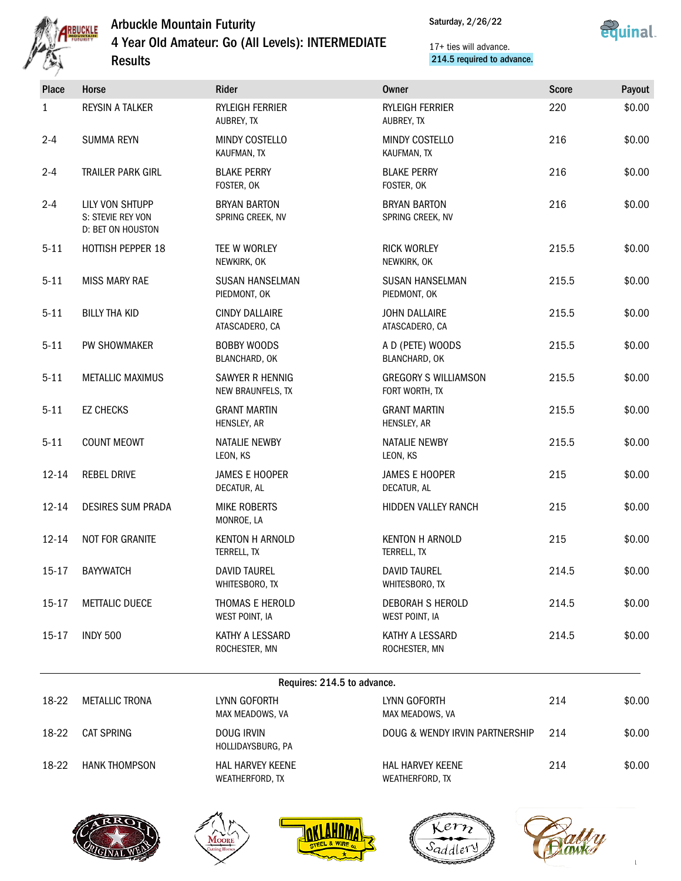# Arbuckle Mountain Futurity
## 4 Year Old Amateur: Go (All Levels): INTERMEDIATE
## Results

Saturday, 2/26/22

17+ ties will advance.
214.5 required to advance.

| Place | Horse | Rider | Owner | Score | Payout |
|---|---|---|---|---|---|
| 1 | REYSIN A TALKER | RYLEIGH FERRIER<br>AUBREY, TX | RYLEIGH FERRIER<br>AUBREY, TX | 220 | $0.00 |
| 2-4 | SUMMA REYN | MINDY COSTELLO<br>KAUFMAN, TX | MINDY COSTELLO<br>KAUFMAN, TX | 216 | $0.00 |
| 2-4 | TRAILER PARK GIRL | BLAKE PERRY<br>FOSTER, OK | BLAKE PERRY<br>FOSTER, OK | 216 | $0.00 |
| 2-4 | LILY VON SHTUPP<br>S: STEVIE REY VON<br>D: BET ON HOUSTON | BRYAN BARTON<br>SPRING CREEK, NV | BRYAN BARTON<br>SPRING CREEK, NV | 216 | $0.00 |
| 5-11 | HOTTISH PEPPER 18 | TEE W WORLEY<br>NEWKIRK, OK | RICK WORLEY<br>NEWKIRK, OK | 215.5 | $0.00 |
| 5-11 | MISS MARY RAE | SUSAN HANSELMAN<br>PIEDMONT, OK | SUSAN HANSELMAN<br>PIEDMONT, OK | 215.5 | $0.00 |
| 5-11 | BILLY THA KID | CINDY DALLAIRE<br>ATASCADERO, CA | JOHN DALLAIRE<br>ATASCADERO, CA | 215.5 | $0.00 |
| 5-11 | PW SHOWMAKER | BOBBY WOODS<br>BLANCHARD, OK | A D (PETE) WOODS<br>BLANCHARD, OK | 215.5 | $0.00 |
| 5-11 | METALLIC MAXIMUS | SAWYER R HENNIG<br>NEW BRAUNFELS, TX | GREGORY S WILLIAMSON<br>FORT WORTH, TX | 215.5 | $0.00 |
| 5-11 | EZ CHECKS | GRANT MARTIN<br>HENSLEY, AR | GRANT MARTIN<br>HENSLEY, AR | 215.5 | $0.00 |
| 5-11 | COUNT MEOWT | NATALIE NEWBY<br>LEON, KS | NATALIE NEWBY<br>LEON, KS | 215.5 | $0.00 |
| 12-14 | REBEL DRIVE | JAMES E HOOPER<br>DECATUR, AL | JAMES E HOOPER<br>DECATUR, AL | 215 | $0.00 |
| 12-14 | DESIRES SUM PRADA | MIKE ROBERTS<br>MONROE, LA | HIDDEN VALLEY RANCH | 215 | $0.00 |
| 12-14 | NOT FOR GRANITE | KENTON H ARNOLD<br>TERRELL, TX | KENTON H ARNOLD<br>TERRELL, TX | 215 | $0.00 |
| 15-17 | BAYYWATCH | DAVID TAUREL<br>WHITESBORO, TX | DAVID TAUREL<br>WHITESBORO, TX | 214.5 | $0.00 |
| 15-17 | METTALIC DUECE | THOMAS E HEROLD<br>WEST POINT, IA | DEBORAH S HEROLD<br>WEST POINT, IA | 214.5 | $0.00 |
| 15-17 | INDY 500 | KATHY A LESSARD<br>ROCHESTER, MN | KATHY A LESSARD<br>ROCHESTER, MN | 214.5 | $0.00 |

Requires: 214.5 to advance.

| Place | Horse | Rider | Owner | Score | Payout |
|---|---|---|---|---|---|
| 18-22 | METALLIC TRONA | LYNN GOFORTH<br>MAX MEADOWS, VA | LYNN GOFORTH<br>MAX MEADOWS, VA | 214 | $0.00 |
| 18-22 | CAT SPRING | DOUG IRVIN<br>HOLLIDAYSBURG, PA | DOUG & WENDY IRVIN PARTNERSHIP | 214 | $0.00 |
| 18-22 | HANK THOMPSON | HAL HARVEY KEENE<br>WEATHERFORD, TX | HAL HARVEY KEENE<br>WEATHERFORD, TX | 214 | $0.00 |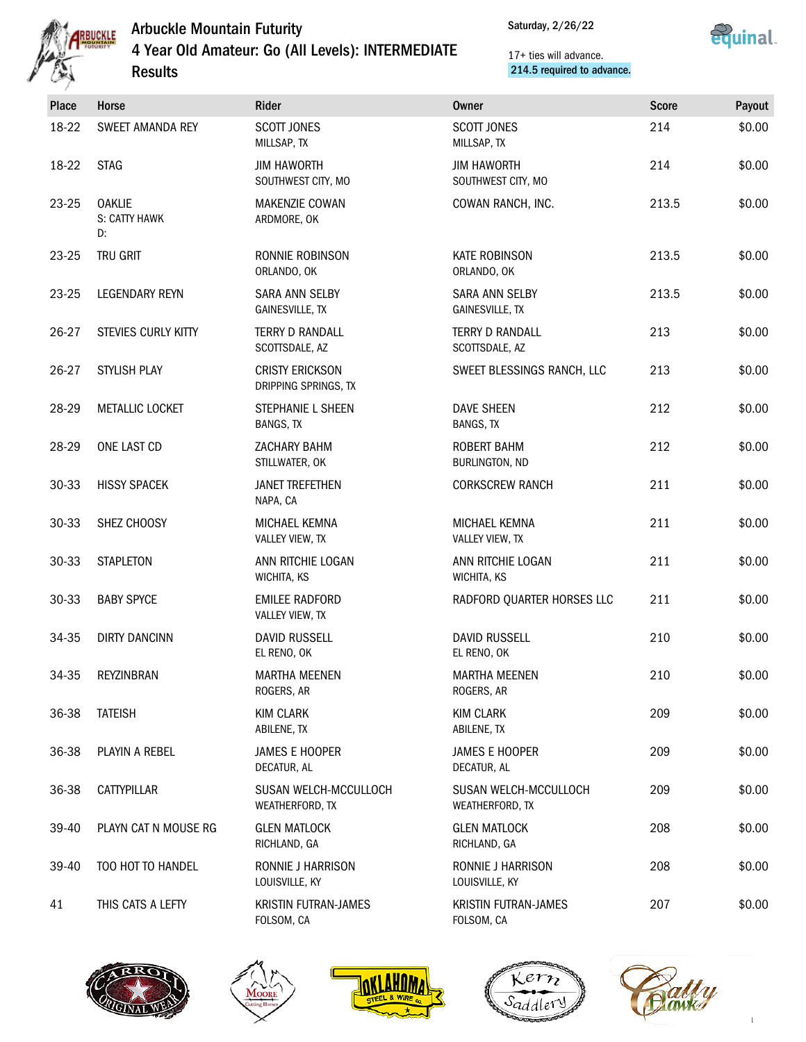# Arbuckle Mountain Futurity

## 4 Year Old Amateur: Go (All Levels): INTERMEDIATE

## Results

Saturday, 2/26/22

17+ ties will advance.
214.5 required to advance.

| Place | Horse | Rider | Owner | Score | Payout |
|---|---|---|---|---|---|
| 18-22 | SWEET AMANDA REY | SCOTT JONES<br>MILLSAP, TX | SCOTT JONES<br>MILLSAP, TX | 214 | $0.00 |
| 18-22 | STAG | JIM HAWORTH<br>SOUTHWEST CITY, MO | JIM HAWORTH<br>SOUTHWEST CITY, MO | 214 | $0.00 |
| 23-25 | OAKLIE<br>S: CATTY HAWK<br>D: | MAKENZIE COWAN<br>ARDMORE, OK | COWAN RANCH, INC. | 213.5 | $0.00 |
| 23-25 | TRU GRIT | RONNIE ROBINSON<br>ORLANDO, OK | KATE ROBINSON<br>ORLANDO, OK | 213.5 | $0.00 |
| 23-25 | LEGENDARY REYN | SARA ANN SELBY<br>GAINESVILLE, TX | SARA ANN SELBY<br>GAINESVILLE, TX | 213.5 | $0.00 |
| 26-27 | STEVIES CURLY KITTY | TERRY D RANDALL<br>SCOTTSDALE, AZ | TERRY D RANDALL<br>SCOTTSDALE, AZ | 213 | $0.00 |
| 26-27 | STYLISH PLAY | CRISTY ERICKSON<br>DRIPPING SPRINGS, TX | SWEET BLESSINGS RANCH, LLC | 213 | $0.00 |
| 28-29 | METALLIC LOCKET | STEPHANIE L SHEEN<br>BANGS, TX | DAVE SHEEN<br>BANGS, TX | 212 | $0.00 |
| 28-29 | ONE LAST CD | ZACHARY BAHM<br>STILLWATER, OK | ROBERT BAHM<br>BURLINGTON, ND | 212 | $0.00 |
| 30-33 | HISSY SPACEK | JANET TREFETHEN<br>NAPA, CA | CORKSCREW RANCH | 211 | $0.00 |
| 30-33 | SHEZ CHOOSY | MICHAEL KEMNA<br>VALLEY VIEW, TX | MICHAEL KEMNA<br>VALLEY VIEW, TX | 211 | $0.00 |
| 30-33 | STAPLETON | ANN RITCHIE LOGAN<br>WICHITA, KS | ANN RITCHIE LOGAN<br>WICHITA, KS | 211 | $0.00 |
| 30-33 | BABY SPYCE | EMILEE RADFORD<br>VALLEY VIEW, TX | RADFORD QUARTER HORSES LLC | 211 | $0.00 |
| 34-35 | DIRTY DANCINN | DAVID RUSSELL<br>EL RENO, OK | DAVID RUSSELL<br>EL RENO, OK | 210 | $0.00 |
| 34-35 | REYZINBRAN | MARTHA MEENEN<br>ROGERS, AR | MARTHA MEENEN<br>ROGERS, AR | 210 | $0.00 |
| 36-38 | TATEISH | KIM CLARK<br>ABILENE, TX | KIM CLARK<br>ABILENE, TX | 209 | $0.00 |
| 36-38 | PLAYIN A REBEL | JAMES E HOOPER<br>DECATUR, AL | JAMES E HOOPER<br>DECATUR, AL | 209 | $0.00 |
| 36-38 | CATTYPILLAR | SUSAN WELCH-MCCULLOCH<br>WEATHERFORD, TX | SUSAN WELCH-MCCULLOCH<br>WEATHERFORD, TX | 209 | $0.00 |
| 39-40 | PLAYN CAT N MOUSE RG | GLEN MATLOCK<br>RICHLAND, GA | GLEN MATLOCK<br>RICHLAND, GA | 208 | $0.00 |
| 39-40 | TOO HOT TO HANDEL | RONNIE J HARRISON<br>LOUISVILLE, KY | RONNIE J HARRISON<br>LOUISVILLE, KY | 208 | $0.00 |
| 41 | THIS CATS A LEFTY | KRISTIN FUTRAN-JAMES<br>FOLSOM, CA | KRISTIN FUTRAN-JAMES<br>FOLSOM, CA | 207 | $0.00 |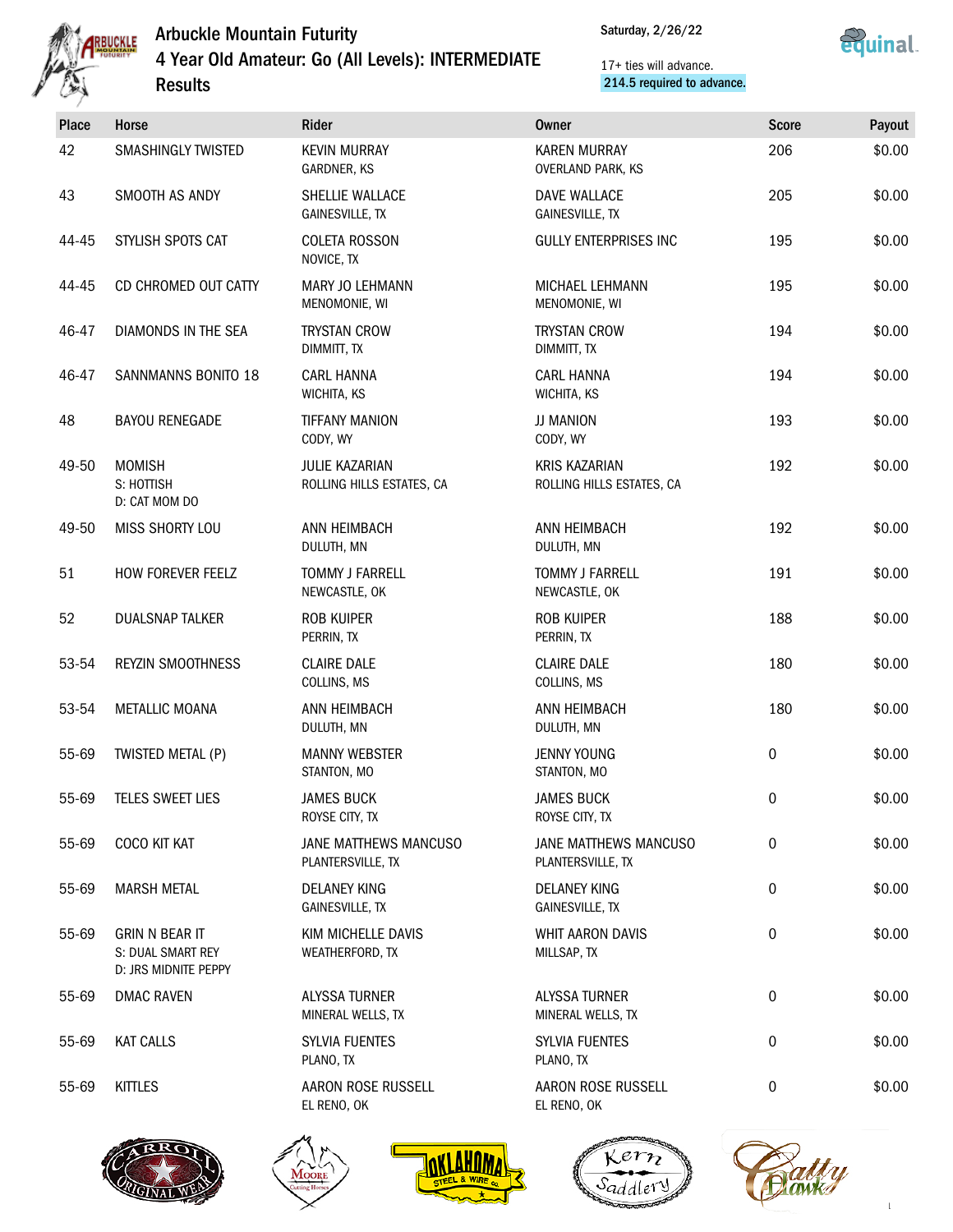# Arbuckle Mountain Futurity

## 4 Year Old Amateur: Go (All Levels): INTERMEDIATE

## Results

Saturday, 2/26/22

17+ ties will advance.
214.5 required to advance.

| Place | Horse | Rider | Owner | Score | Payout |
|---|---|---|---|---|---|
| 42 | SMASHINGLY TWISTED | KEVIN MURRAY<br>GARDNER, KS | KAREN MURRAY<br>OVERLAND PARK, KS | 206 | $0.00 |
| 43 | SMOOTH AS ANDY | SHELLIE WALLACE<br>GAINESVILLE, TX | DAVE WALLACE<br>GAINESVILLE, TX | 205 | $0.00 |
| 44-45 | STYLISH SPOTS CAT | COLETA ROSSON<br>NOVICE, TX | GULLY ENTERPRISES INC | 195 | $0.00 |
| 44-45 | CD CHROMED OUT CATTY | MARY JO LEHMANN<br>MENOMONIE, WI | MICHAEL LEHMANN<br>MENOMONIE, WI | 195 | $0.00 |
| 46-47 | DIAMONDS IN THE SEA | TRYSTAN CROW<br>DIMMITT, TX | TRYSTAN CROW<br>DIMMITT, TX | 194 | $0.00 |
| 46-47 | SANNMANNS BONITO 18 | CARL HANNA<br>WICHITA, KS | CARL HANNA<br>WICHITA, KS | 194 | $0.00 |
| 48 | BAYOU RENEGADE | TIFFANY MANION<br>CODY, WY | JJ MANION<br>CODY, WY | 193 | $0.00 |
| 49-50 | MOMISH<br>S: HOTTISH<br>D: CAT MOM DO | JULIE KAZARIAN<br>ROLLING HILLS ESTATES, CA | KRIS KAZARIAN<br>ROLLING HILLS ESTATES, CA | 192 | $0.00 |
| 49-50 | MISS SHORTY LOU | ANN HEIMBACH<br>DULUTH, MN | ANN HEIMBACH<br>DULUTH, MN | 192 | $0.00 |
| 51 | HOW FOREVER FEELZ | TOMMY J FARRELL<br>NEWCASTLE, OK | TOMMY J FARRELL<br>NEWCASTLE, OK | 191 | $0.00 |
| 52 | DUALSNAP TALKER | ROB KUIPER<br>PERRIN, TX | ROB KUIPER<br>PERRIN, TX | 188 | $0.00 |
| 53-54 | REYZIN SMOOTHNESS | CLAIRE DALE<br>COLLINS, MS | CLAIRE DALE<br>COLLINS, MS | 180 | $0.00 |
| 53-54 | METALLIC MOANA | ANN HEIMBACH<br>DULUTH, MN | ANN HEIMBACH<br>DULUTH, MN | 180 | $0.00 |
| 55-69 | TWISTED METAL (P) | MANNY WEBSTER<br>STANTON, MO | JENNY YOUNG<br>STANTON, MO | 0 | $0.00 |
| 55-69 | TELES SWEET LIES | JAMES BUCK<br>ROYSE CITY, TX | JAMES BUCK<br>ROYSE CITY, TX | 0 | $0.00 |
| 55-69 | COCO KIT KAT | JANE MATTHEWS MANCUSO<br>PLANTERSVILLE, TX | JANE MATTHEWS MANCUSO<br>PLANTERSVILLE, TX | 0 | $0.00 |
| 55-69 | MARSH METAL | DELANEY KING<br>GAINESVILLE, TX | DELANEY KING<br>GAINESVILLE, TX | 0 | $0.00 |
| 55-69 | GRIN N BEAR IT<br>S: DUAL SMART REY<br>D: JRS MIDNITE PEPPY | KIM MICHELLE DAVIS<br>WEATHERFORD, TX | WHIT AARON DAVIS<br>MILLSAP, TX | 0 | $0.00 |
| 55-69 | DMAC RAVEN | ALYSSA TURNER<br>MINERAL WELLS, TX | ALYSSA TURNER<br>MINERAL WELLS, TX | 0 | $0.00 |
| 55-69 | KAT CALLS | SYLVIA FUENTES<br>PLANO, TX | SYLVIA FUENTES<br>PLANO, TX | 0 | $0.00 |
| 55-69 | KITTLES | AARON ROSE RUSSELL<br>EL RENO, OK | AARON ROSE RUSSELL<br>EL RENO, OK | 0 | $0.00 |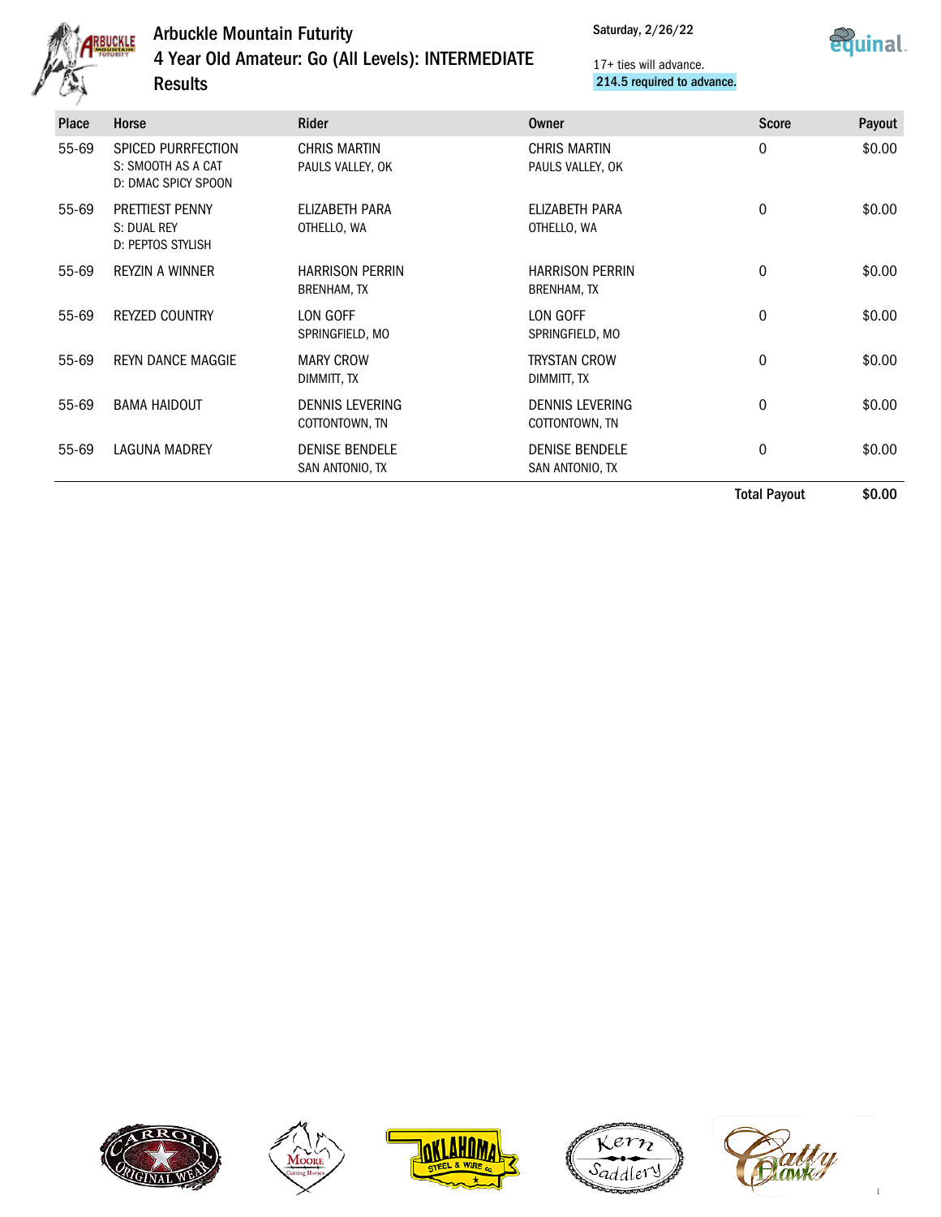# Arbuckle Mountain Futurity

## 4 Year Old Amateur: Go (All Levels): INTERMEDIATE

## Results

Saturday, 2/26/22

17+ ties will advance.
214.5 required to advance.

| Place | Horse | Rider | Owner | Score | Payout |
|---|---|---|---|---|---|
| 55-69 | SPICED PURRFECTION<br>S: SMOOTH AS A CAT<br>D: DMAC SPICY SPOON | CHRIS MARTIN<br>PAULS VALLEY, OK | CHRIS MARTIN<br>PAULS VALLEY, OK | 0 | $0.00 |
| 55-69 | PRETTIEST PENNY<br>S: DUAL REY<br>D: PEPTOS STYLISH | ELIZABETH PARA<br>OTHELLO, WA | ELIZABETH PARA<br>OTHELLO, WA | 0 | $0.00 |
| 55-69 | REYZIN A WINNER | HARRISON PERRIN<br>BRENHAM, TX | HARRISON PERRIN<br>BRENHAM, TX | 0 | $0.00 |
| 55-69 | REYZED COUNTRY | LON GOFF<br>SPRINGFIELD, MO | LON GOFF<br>SPRINGFIELD, MO | 0 | $0.00 |
| 55-69 | REYN DANCE MAGGIE | MARY CROW<br>DIMMITT, TX | TRYSTAN CROW<br>DIMMITT, TX | 0 | $0.00 |
| 55-69 | BAMA HAIDOUT | DENNIS LEVERING<br>COTTONTOWN, TN | DENNIS LEVERING<br>COTTONTOWN, TN | 0 | $0.00 |
| 55-69 | LAGUNA MADREY | DENISE BENDELE<br>SAN ANTONIO, TX | DENISE BENDELE<br>SAN ANTONIO, TX | 0 | $0.00 |
| | | | | **Total Payout** | **$0.00** |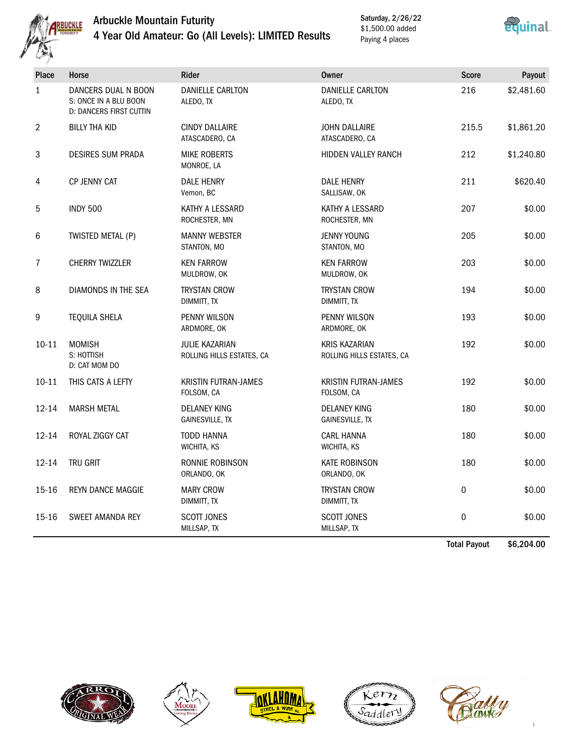# Arbuckle Mountain Futurity

## 4 Year Old Amateur: Go (All Levels): LIMITED Results

Saturday, 2/26/22
$1,500.00 added
Paying 4 places

| Place | Horse | Rider | Owner | Score | Payout |
|---|---|---|---|---|---|
| 1 | DANCERS DUAL N BOON<br>S: ONCE IN A BLU BOON<br>D: DANCERS FIRST CUTTIN | DANIELLE CARLTON<br>ALEDO, TX | DANIELLE CARLTON<br>ALEDO, TX | 216 | $2,481.60 |
| 2 | BILLY THA KID | CINDY DALLAIRE<br>ATASCADERO, CA | JOHN DALLAIRE<br>ATASCADERO, CA | 215.5 | $1,861.20 |
| 3 | DESIRES SUM PRADA | MIKE ROBERTS<br>MONROE, LA | HIDDEN VALLEY RANCH | 212 | $1,240.80 |
| 4 | CP JENNY CAT | DALE HENRY<br>Vernon, BC | DALE HENRY<br>SALLISAW, OK | 211 | $620.40 |
| 5 | INDY 500 | KATHY A LESSARD<br>ROCHESTER, MN | KATHY A LESSARD<br>ROCHESTER, MN | 207 | $0.00 |
| 6 | TWISTED METAL (P) | MANNY WEBSTER<br>STANTON, MO | JENNY YOUNG<br>STANTON, MO | 205 | $0.00 |
| 7 | CHERRY TWIZZLER | KEN FARROW<br>MULDROW, OK | KEN FARROW<br>MULDROW, OK | 203 | $0.00 |
| 8 | DIAMONDS IN THE SEA | TRYSTAN CROW<br>DIMMITT, TX | TRYSTAN CROW<br>DIMMITT, TX | 194 | $0.00 |
| 9 | TEQUILA SHELA | PENNY WILSON<br>ARDMORE, OK | PENNY WILSON<br>ARDMORE, OK | 193 | $0.00 |
| 10-11 | MOMISH<br>S: HOTTISH<br>D: CAT MOM DO | JULIE KAZARIAN<br>ROLLING HILLS ESTATES, CA | KRIS KAZARIAN<br>ROLLING HILLS ESTATES, CA | 192 | $0.00 |
| 10-11 | THIS CATS A LEFTY | KRISTIN FUTRAN-JAMES<br>FOLSOM, CA | KRISTIN FUTRAN-JAMES<br>FOLSOM, CA | 192 | $0.00 |
| 12-14 | MARSH METAL | DELANEY KING<br>GAINESVILLE, TX | DELANEY KING<br>GAINESVILLE, TX | 180 | $0.00 |
| 12-14 | ROYAL ZIGGY CAT | TODD HANNA<br>WICHITA, KS | CARL HANNA<br>WICHITA, KS | 180 | $0.00 |
| 12-14 | TRU GRIT | RONNIE ROBINSON<br>ORLANDO, OK | KATE ROBINSON<br>ORLANDO, OK | 180 | $0.00 |
| 15-16 | REYN DANCE MAGGIE | MARY CROW<br>DIMMITT, TX | TRYSTAN CROW<br>DIMMITT, TX | 0 | $0.00 |
| 15-16 | SWEET AMANDA REY | SCOTT JONES<br>MILLSAP, TX | SCOTT JONES<br>MILLSAP, TX | 0 | $0.00 |
| | | | | **Total Payout** | **$6,204.00** |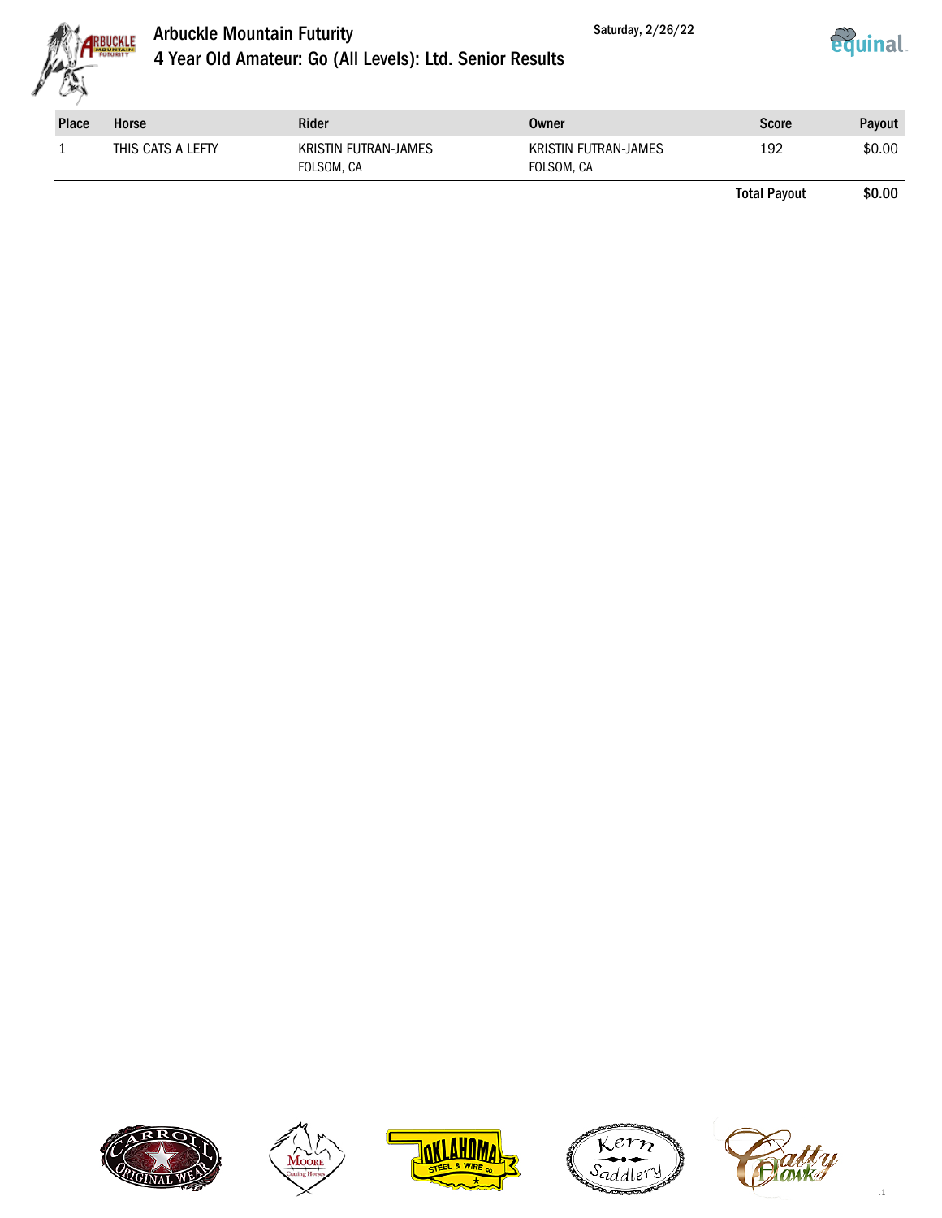# Arbuckle Mountain Futurity

Saturday, 2/26/22

## 4 Year Old Amateur: Go (All Levels): Ltd. Senior Results

| Place | Horse | Rider | Owner | Score | Payout |
|---|---|---|---|---|---|
| 1 | THIS CATS A LEFTY | KRISTIN FUTRAN-JAMES<br>FOLSOM, CA | KRISTIN FUTRAN-JAMES<br>FOLSOM, CA | 192 | $0.00 |
| | | | | **Total Payout** | **$0.00** |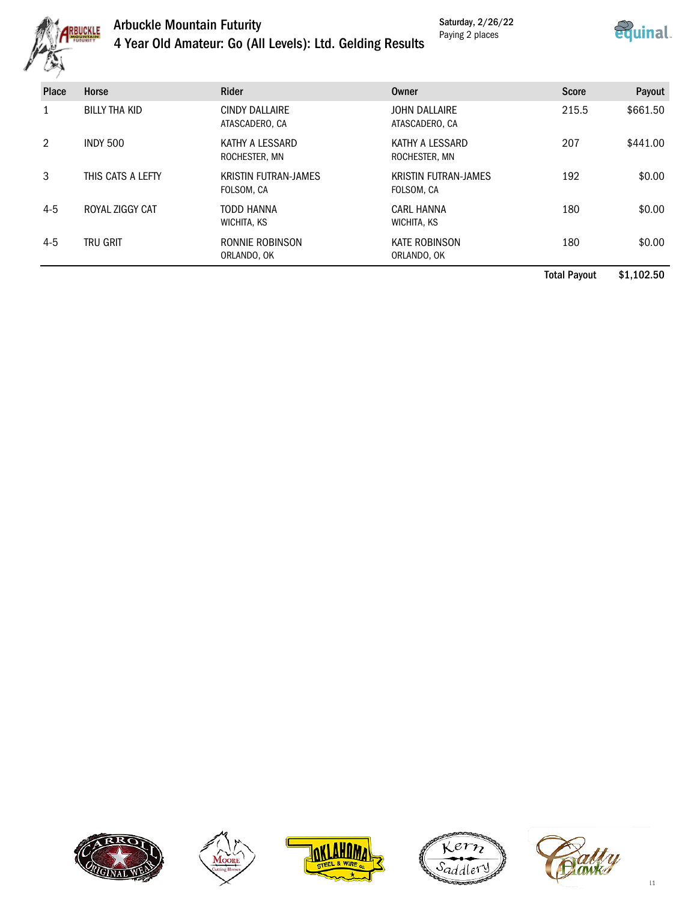# Arbuckle Mountain Futurity

## 4 Year Old Amateur: Go (All Levels): Ltd. Gelding Results

Saturday, 2/26/22
Paying 2 places

| Place | Horse | Rider | Owner | Score | Payout |
|---|---|---|---|---|---|
| 1 | BILLY THA KID | CINDY DALLAIRE<br>ATASCADERO, CA | JOHN DALLAIRE<br>ATASCADERO, CA | 215.5 | $661.50 |
| 2 | INDY 500 | KATHY A LESSARD<br>ROCHESTER, MN | KATHY A LESSARD<br>ROCHESTER, MN | 207 | $441.00 |
| 3 | THIS CATS A LEFTY | KRISTIN FUTRAN-JAMES<br>FOLSOM, CA | KRISTIN FUTRAN-JAMES<br>FOLSOM, CA | 192 | $0.00 |
| 4-5 | ROYAL ZIGGY CAT | TODD HANNA<br>WICHITA, KS | CARL HANNA<br>WICHITA, KS | 180 | $0.00 |
| 4-5 | TRU GRIT | RONNIE ROBINSON<br>ORLANDO, OK | KATE ROBINSON<br>ORLANDO, OK | 180 | $0.00 |
| | | | | **Total Payout** | **$1,102.50** |